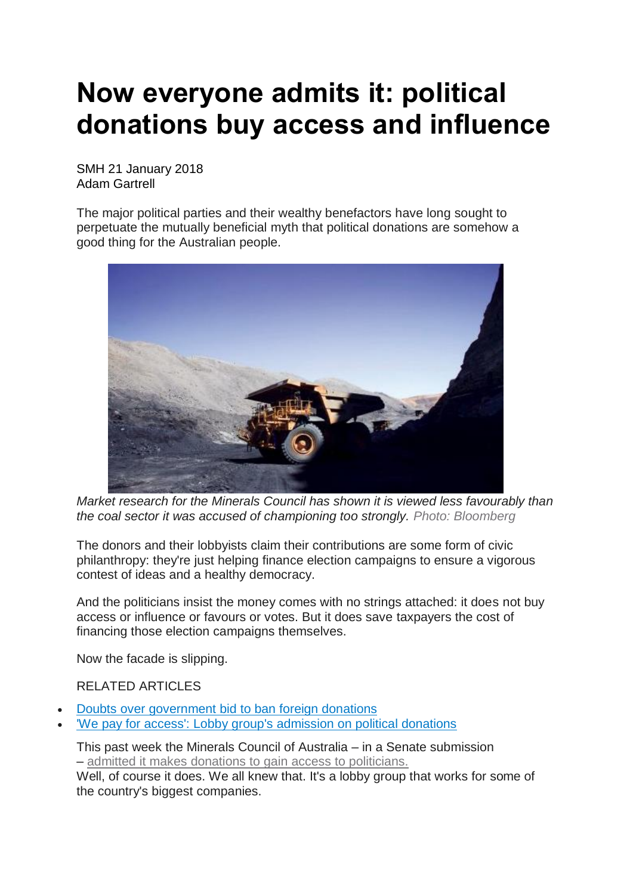# Now everyone admits it: political donations buy access and influence

SMH 21 January 2018
Adam Gartrell

The major political parties and their wealthy benefactors have long sought to perpetuate the mutually beneficial myth that political donations are somehow a good thing for the Australian people.

*Market research for the Minerals Council has shown it is viewed less favourably than the coal sector it was accused of championing too strongly.* Photo: Bloomberg

The donors and their lobbyists claim their contributions are some form of civic philanthropy: they're just helping finance election campaigns to ensure a vigorous contest of ideas and a healthy democracy.

And the politicians insist the money comes with no strings attached: it does not buy access or influence or favours or votes. But it does save taxpayers the cost of financing those election campaigns themselves.

Now the facade is slipping.

RELATED ARTICLES

- Doubts over government bid to ban foreign donations
- 'We pay for access': Lobby group's admission on political donations

This past week the Minerals Council of Australia – in a Senate submission – admitted it makes donations to gain access to politicians.
Well, of course it does. We all knew that. It's a lobby group that works for some of the country's biggest companies.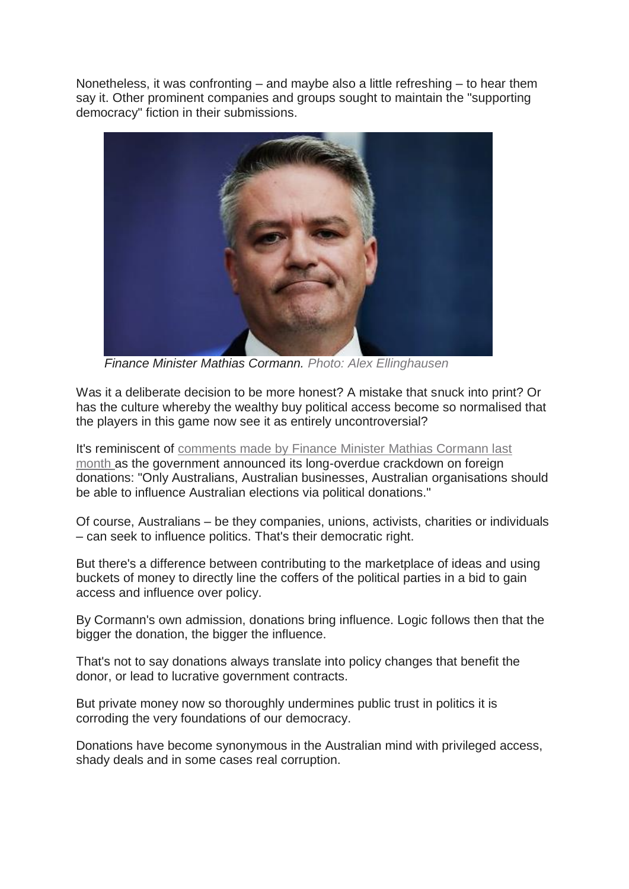Nonetheless, it was confronting – and maybe also a little refreshing – to hear them say it. Other prominent companies and groups sought to maintain the "supporting democracy" fiction in their submissions.

*Finance Minister Mathias Cormann.* Photo: Alex Ellinghausen

Was it a deliberate decision to be more honest? A mistake that snuck into print? Or has the culture whereby the wealthy buy political access become so normalised that the players in this game now see it as entirely uncontroversial?

It's reminiscent of comments made by Finance Minister Mathias Cormann last month as the government announced its long-overdue crackdown on foreign donations: "Only Australians, Australian businesses, Australian organisations should be able to influence Australian elections via political donations."

Of course, Australians – be they companies, unions, activists, charities or individuals – can seek to influence politics. That's their democratic right.

But there's a difference between contributing to the marketplace of ideas and using buckets of money to directly line the coffers of the political parties in a bid to gain access and influence over policy.

By Cormann's own admission, donations bring influence. Logic follows then that the bigger the donation, the bigger the influence.

That's not to say donations always translate into policy changes that benefit the donor, or lead to lucrative government contracts.

But private money now so thoroughly undermines public trust in politics it is corroding the very foundations of our democracy.

Donations have become synonymous in the Australian mind with privileged access, shady deals and in some cases real corruption.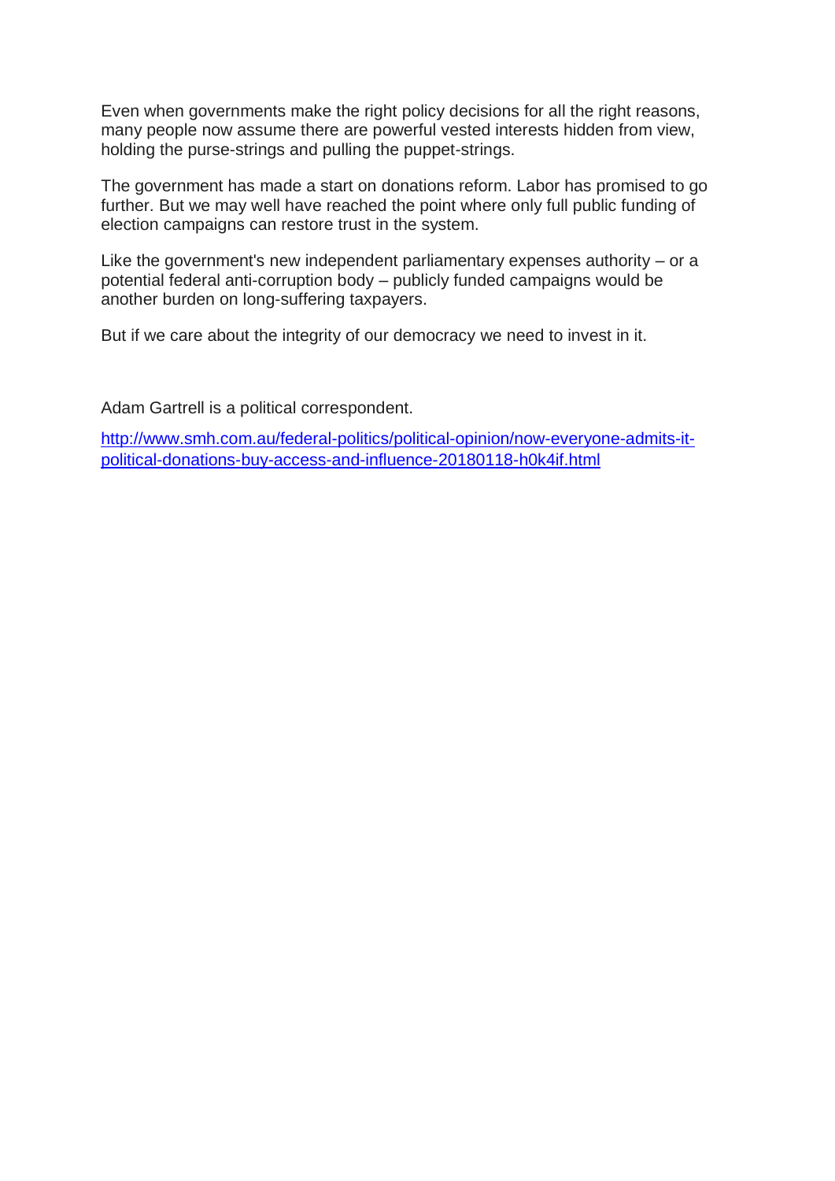Even when governments make the right policy decisions for all the right reasons, many people now assume there are powerful vested interests hidden from view, holding the purse-strings and pulling the puppet-strings.

The government has made a start on donations reform. Labor has promised to go further. But we may well have reached the point where only full public funding of election campaigns can restore trust in the system.

Like the government's new independent parliamentary expenses authority – or a potential federal anti-corruption body – publicly funded campaigns would be another burden on long-suffering taxpayers.

But if we care about the integrity of our democracy we need to invest in it.

Adam Gartrell is a political correspondent.

[http://www.smh.com.au/federal-politics/political-opinion/now-everyone-admits-it-political-donations-buy-access-and-influence-20180118-h0k4if.html](http://www.smh.com.au/federal-politics/political-opinion/now-everyone-admits-it-political-donations-buy-access-and-influence-20180118-h0k4if.html)